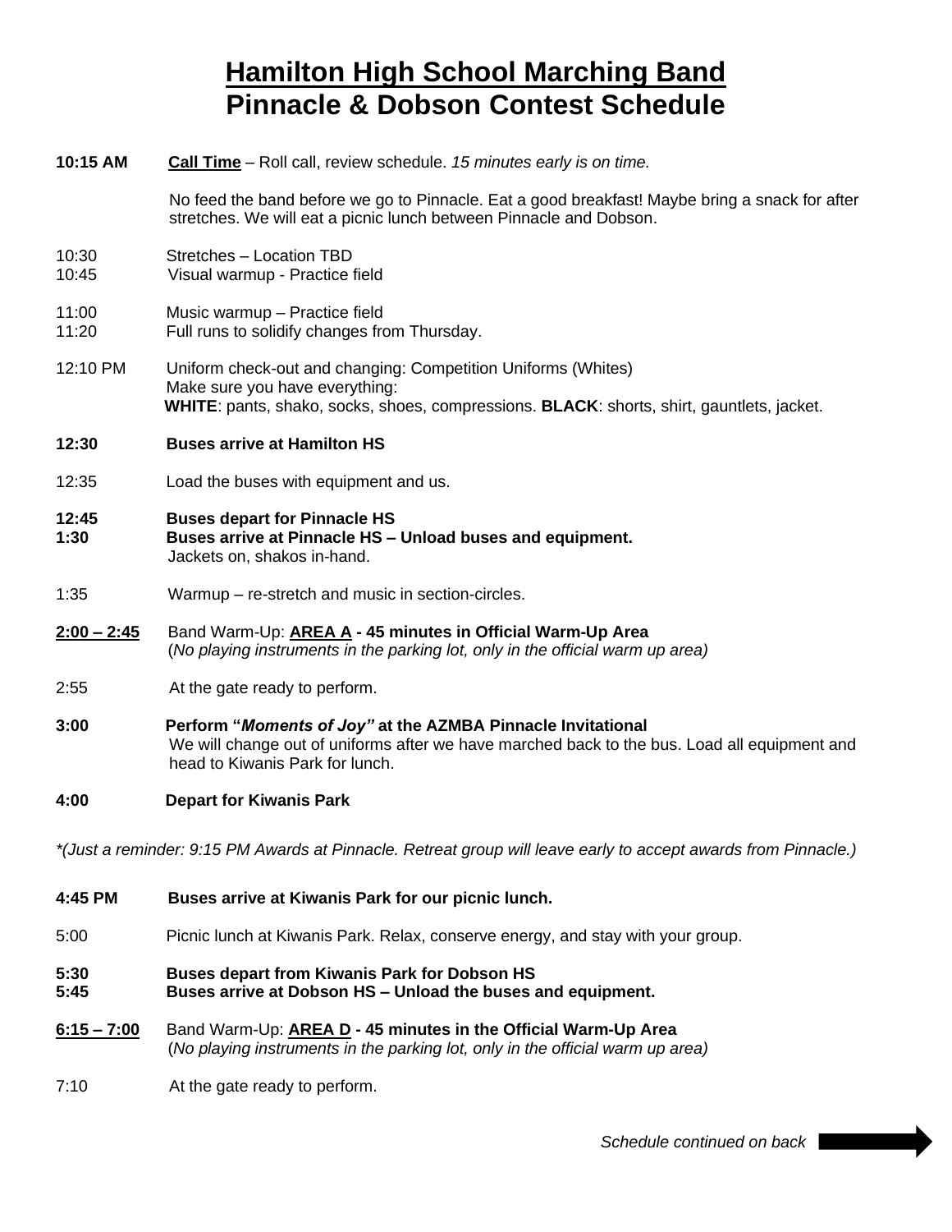# Hamilton High School Marching Band
# Pinnacle & Dobson Contest Schedule

**10:15 AM** **Call Time** – Roll call, review schedule. *15 minutes early is on time.*

No feed the band before we go to Pinnacle. Eat a good breakfast! Maybe bring a snack for after stretches. We will eat a picnic lunch between Pinnacle and Dobson.

10:30 Stretches – Location TBD
10:45 Visual warmup - Practice field

11:00 Music warmup – Practice field
11:20 Full runs to solidify changes from Thursday.

12:10 PM Uniform check-out and changing: Competition Uniforms (Whites)
Make sure you have everything:
**WHITE**: pants, shako, socks, shoes, compressions. **BLACK**: shorts, shirt, gauntlets, jacket.

**12:30** **Buses arrive at Hamilton HS**

12:35 Load the buses with equipment and us.

**12:45** **Buses depart for Pinnacle HS**
**1:30** **Buses arrive at Pinnacle HS – Unload buses and equipment.**
Jackets on, shakos in-hand.

1:35 Warmup – re-stretch and music in section-circles.

**2:00 – 2:45** Band Warm-Up: **AREA A - 45 minutes in Official Warm-Up Area**
(*No playing instruments in the parking lot, only in the official warm up area)*

2:55 At the gate ready to perform.

**3:00** **Perform "*Moments of Joy*" at the AZMBA Pinnacle Invitational**
We will change out of uniforms after we have marched back to the bus. Load all equipment and head to Kiwanis Park for lunch.

**4:00** **Depart for Kiwanis Park**

*\*(Just a reminder: 9:15 PM Awards at Pinnacle. Retreat group will leave early to accept awards from Pinnacle.)*

**4:45 PM** **Buses arrive at Kiwanis Park for our picnic lunch.**

5:00 Picnic lunch at Kiwanis Park. Relax, conserve energy, and stay with your group.

**5:30** **Buses depart from Kiwanis Park for Dobson HS**
**5:45** **Buses arrive at Dobson HS – Unload the buses and equipment.**

**6:15 – 7:00** Band Warm-Up: **AREA D - 45 minutes in the Official Warm-Up Area**
(*No playing instruments in the parking lot, only in the official warm up area)*

7:10 At the gate ready to perform.

*Schedule continued on back*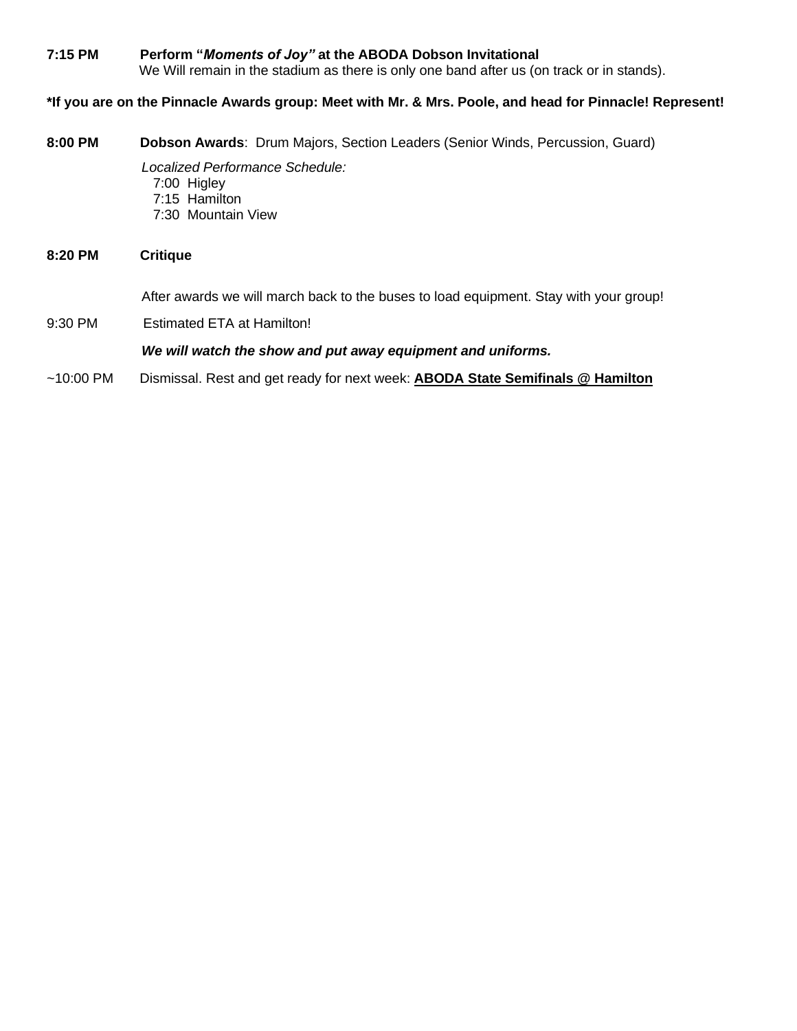**7:15 PM** **Perform "*Moments of Joy"* at the ABODA Dobson Invitational**
We Will remain in the stadium as there is only one band after us (on track or in stands).

**\*If you are on the Pinnacle Awards group: Meet with Mr. & Mrs. Poole, and head for Pinnacle! Represent!**

**8:00 PM** **Dobson Awards**: Drum Majors, Section Leaders (Senior Winds, Percussion, Guard)

*Localized Performance Schedule:*
7:00 Higley
7:15 Hamilton
7:30 Mountain View

**8:20 PM** **Critique**

After awards we will march back to the buses to load equipment. Stay with your group!

9:30 PM Estimated ETA at Hamilton!

***We will watch the show and put away equipment and uniforms.***

~10:00 PM Dismissal. Rest and get ready for next week: **<u>ABODA State Semifinals @ Hamilton</u>**